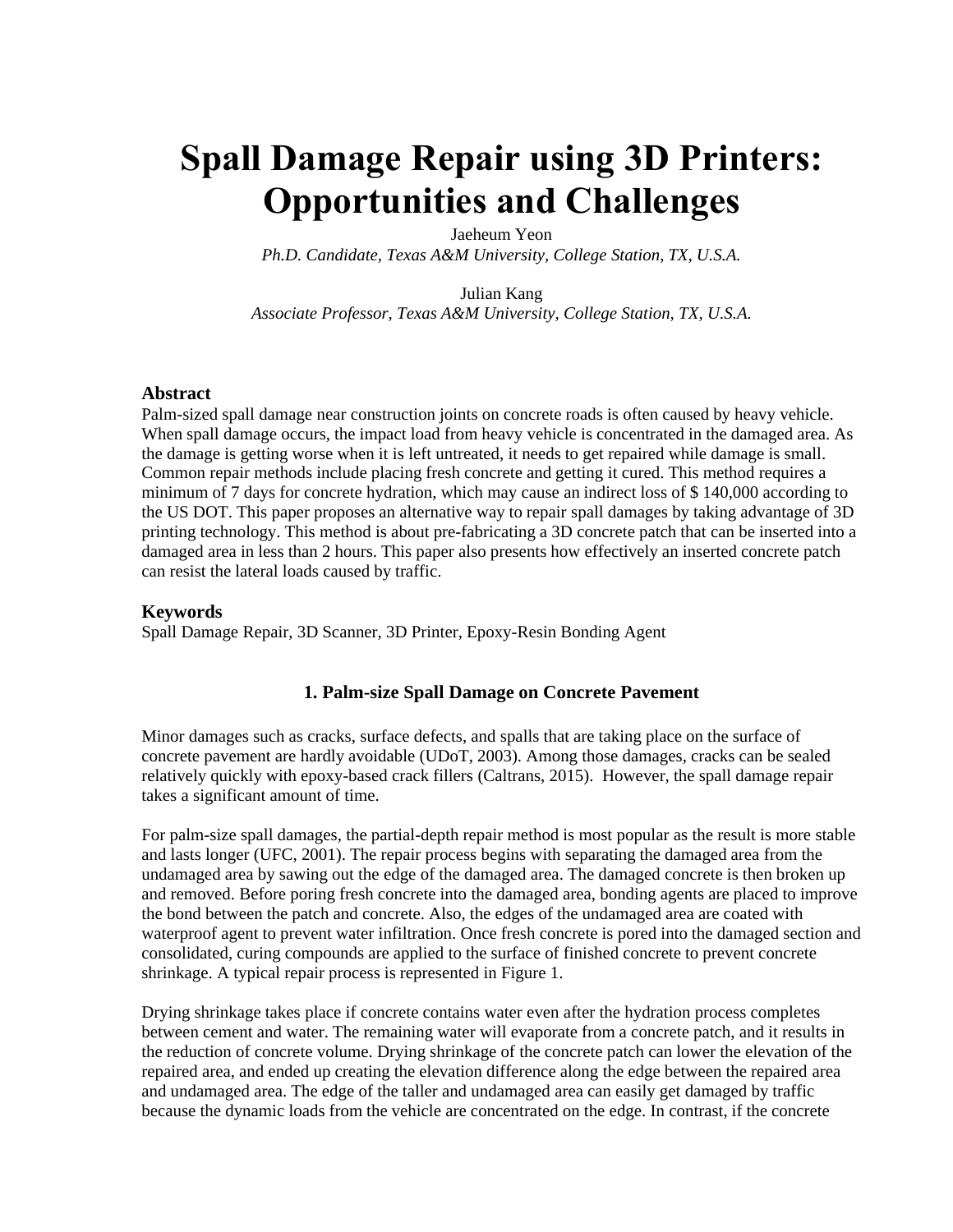# Spall Damage Repair using 3D Printers: Opportunities and Challenges

Jaeheum Yeon
*Ph.D. Candidate, Texas A&M University, College Station, TX, U.S.A.*

Julian Kang
*Associate Professor, Texas A&M University, College Station, TX, U.S.A.*

### Abstract

Palm-sized spall damage near construction joints on concrete roads is often caused by heavy vehicle. When spall damage occurs, the impact load from heavy vehicle is concentrated in the damaged area. As the damage is getting worse when it is left untreated, it needs to get repaired while damage is small. Common repair methods include placing fresh concrete and getting it cured. This method requires a minimum of 7 days for concrete hydration, which may cause an indirect loss of $ 140,000 according to the US DOT. This paper proposes an alternative way to repair spall damages by taking advantage of 3D printing technology. This method is about pre-fabricating a 3D concrete patch that can be inserted into a damaged area in less than 2 hours. This paper also presents how effectively an inserted concrete patch can resist the lateral loads caused by traffic.

### Keywords

Spall Damage Repair, 3D Scanner, 3D Printer, Epoxy-Resin Bonding Agent

## 1. Palm-size Spall Damage on Concrete Pavement

Minor damages such as cracks, surface defects, and spalls that are taking place on the surface of concrete pavement are hardly avoidable (UDoT, 2003). Among those damages, cracks can be sealed relatively quickly with epoxy-based crack fillers (Caltrans, 2015). However, the spall damage repair takes a significant amount of time.

For palm-size spall damages, the partial-depth repair method is most popular as the result is more stable and lasts longer (UFC, 2001). The repair process begins with separating the damaged area from the undamaged area by sawing out the edge of the damaged area. The damaged concrete is then broken up and removed. Before poring fresh concrete into the damaged area, bonding agents are placed to improve the bond between the patch and concrete. Also, the edges of the undamaged area are coated with waterproof agent to prevent water infiltration. Once fresh concrete is pored into the damaged section and consolidated, curing compounds are applied to the surface of finished concrete to prevent concrete shrinkage. A typical repair process is represented in Figure 1.

Drying shrinkage takes place if concrete contains water even after the hydration process completes between cement and water. The remaining water will evaporate from a concrete patch, and it results in the reduction of concrete volume. Drying shrinkage of the concrete patch can lower the elevation of the repaired area, and ended up creating the elevation difference along the edge between the repaired area and undamaged area. The edge of the taller and undamaged area can easily get damaged by traffic because the dynamic loads from the vehicle are concentrated on the edge. In contrast, if the concrete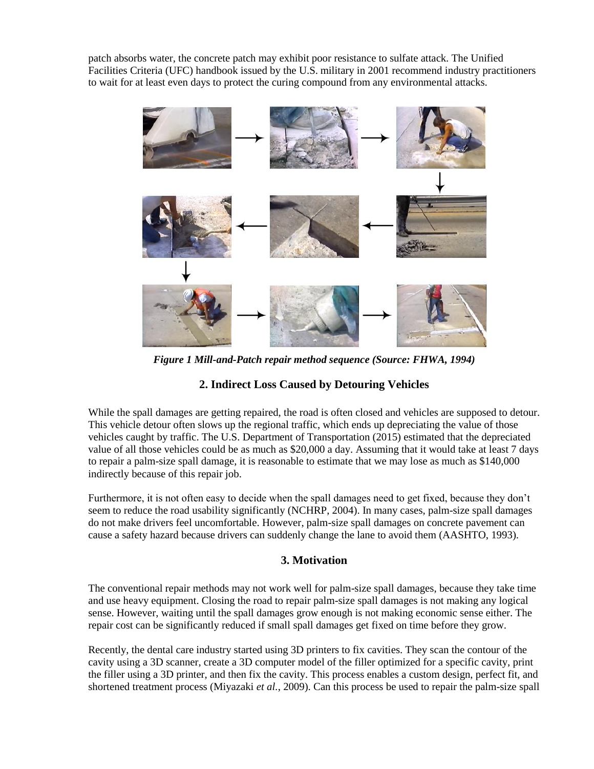patch absorbs water, the concrete patch may exhibit poor resistance to sulfate attack. The Unified Facilities Criteria (UFC) handbook issued by the U.S. military in 2001 recommend industry practitioners to wait for at least even days to protect the curing compound from any environmental attacks.

***Figure 1 Mill-and-Patch repair method sequence (Source: FHWA, 1994)***

## 2. Indirect Loss Caused by Detouring Vehicles

While the spall damages are getting repaired, the road is often closed and vehicles are supposed to detour. This vehicle detour often slows up the regional traffic, which ends up depreciating the value of those vehicles caught by traffic. The U.S. Department of Transportation (2015) estimated that the depreciated value of all those vehicles could be as much as $20,000 a day. Assuming that it would take at least 7 days to repair a palm-size spall damage, it is reasonable to estimate that we may lose as much as $140,000 indirectly because of this repair job.

Furthermore, it is not often easy to decide when the spall damages need to get fixed, because they don't seem to reduce the road usability significantly (NCHRP, 2004). In many cases, palm-size spall damages do not make drivers feel uncomfortable. However, palm-size spall damages on concrete pavement can cause a safety hazard because drivers can suddenly change the lane to avoid them (AASHTO, 1993).

## 3. Motivation

The conventional repair methods may not work well for palm-size spall damages, because they take time and use heavy equipment. Closing the road to repair palm-size spall damages is not making any logical sense. However, waiting until the spall damages grow enough is not making economic sense either. The repair cost can be significantly reduced if small spall damages get fixed on time before they grow.

Recently, the dental care industry started using 3D printers to fix cavities. They scan the contour of the cavity using a 3D scanner, create a 3D computer model of the filler optimized for a specific cavity, print the filler using a 3D printer, and then fix the cavity. This process enables a custom design, perfect fit, and shortened treatment process (Miyazaki *et al.*, 2009). Can this process be used to repair the palm-size spall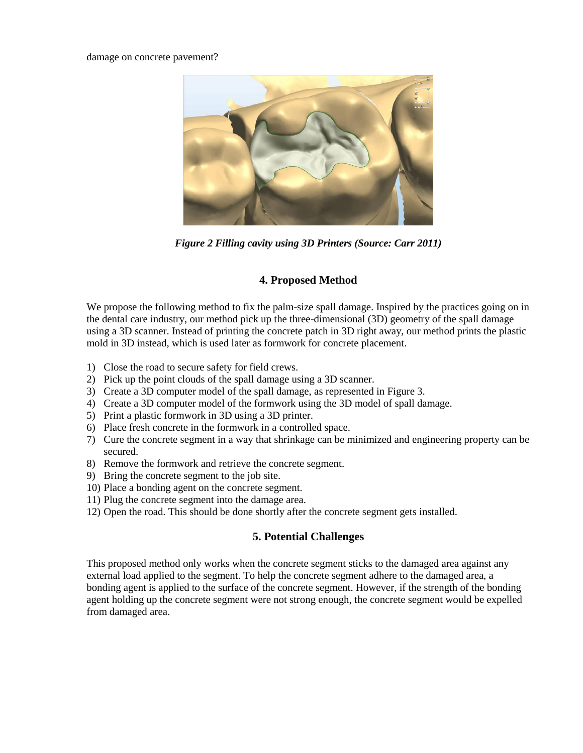damage on concrete pavement?

*Figure 2 Filling cavity using 3D Printers (Source: Carr 2011)*

## 4. Proposed Method

We propose the following method to fix the palm-size spall damage. Inspired by the practices going on in the dental care industry, our method pick up the three-dimensional (3D) geometry of the spall damage using a 3D scanner. Instead of printing the concrete patch in 3D right away, our method prints the plastic mold in 3D instead, which is used later as formwork for concrete placement.

1) Close the road to secure safety for field crews.
2) Pick up the point clouds of the spall damage using a 3D scanner.
3) Create a 3D computer model of the spall damage, as represented in Figure 3.
4) Create a 3D computer model of the formwork using the 3D model of spall damage.
5) Print a plastic formwork in 3D using a 3D printer.
6) Place fresh concrete in the formwork in a controlled space.
7) Cure the concrete segment in a way that shrinkage can be minimized and engineering property can be secured.
8) Remove the formwork and retrieve the concrete segment.
9) Bring the concrete segment to the job site.
10) Place a bonding agent on the concrete segment.
11) Plug the concrete segment into the damage area.
12) Open the road. This should be done shortly after the concrete segment gets installed.

## 5. Potential Challenges

This proposed method only works when the concrete segment sticks to the damaged area against any external load applied to the segment. To help the concrete segment adhere to the damaged area, a bonding agent is applied to the surface of the concrete segment. However, if the strength of the bonding agent holding up the concrete segment were not strong enough, the concrete segment would be expelled from damaged area.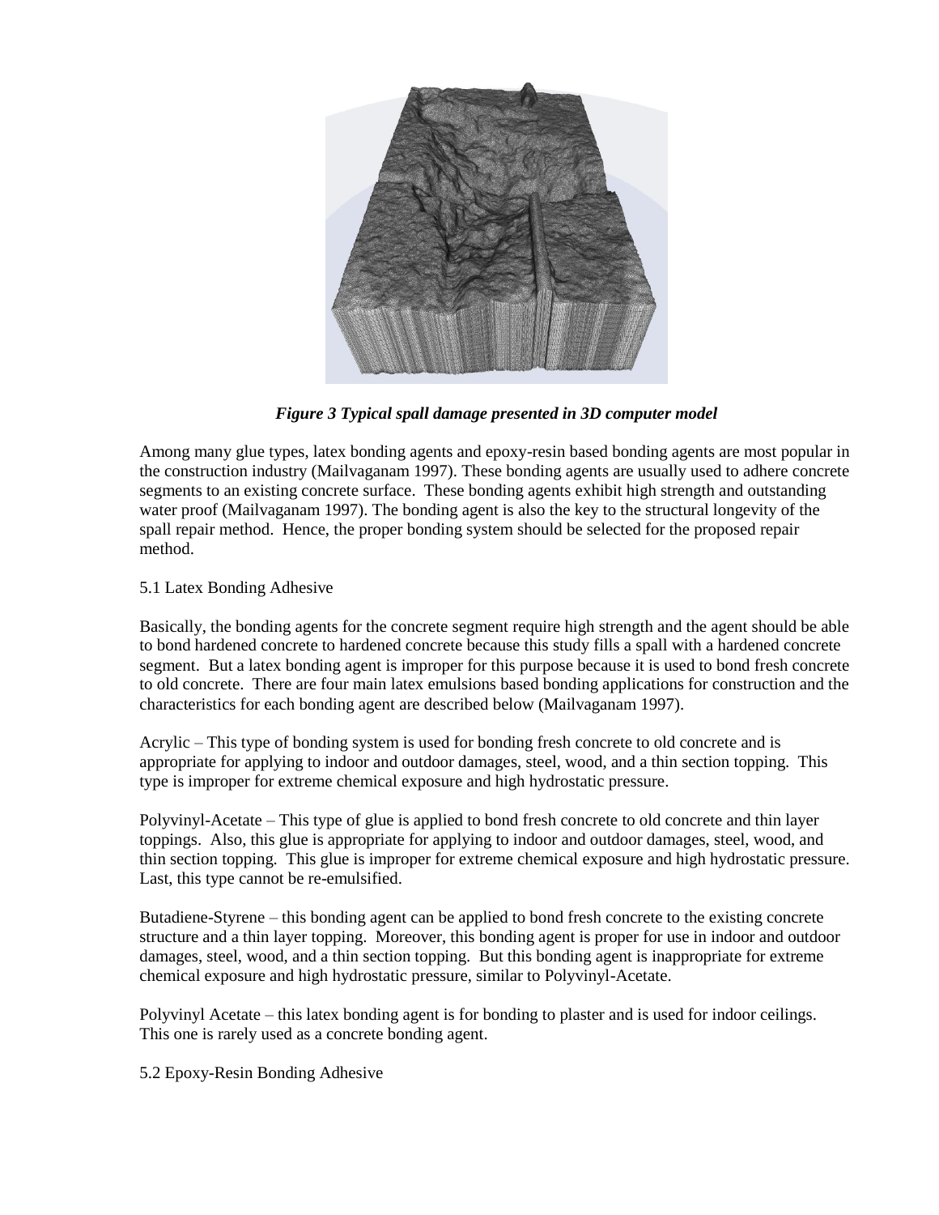*Figure 3 Typical spall damage presented in 3D computer model*

Among many glue types, latex bonding agents and epoxy-resin based bonding agents are most popular in the construction industry (Mailvaganam 1997). These bonding agents are usually used to adhere concrete segments to an existing concrete surface. These bonding agents exhibit high strength and outstanding water proof (Mailvaganam 1997). The bonding agent is also the key to the structural longevity of the spall repair method. Hence, the proper bonding system should be selected for the proposed repair method.

5.1 Latex Bonding Adhesive

Basically, the bonding agents for the concrete segment require high strength and the agent should be able to bond hardened concrete to hardened concrete because this study fills a spall with a hardened concrete segment. But a latex bonding agent is improper for this purpose because it is used to bond fresh concrete to old concrete. There are four main latex emulsions based bonding applications for construction and the characteristics for each bonding agent are described below (Mailvaganam 1997).

Acrylic – This type of bonding system is used for bonding fresh concrete to old concrete and is appropriate for applying to indoor and outdoor damages, steel, wood, and a thin section topping. This type is improper for extreme chemical exposure and high hydrostatic pressure.

Polyvinyl-Acetate – This type of glue is applied to bond fresh concrete to old concrete and thin layer toppings. Also, this glue is appropriate for applying to indoor and outdoor damages, steel, wood, and thin section topping. This glue is improper for extreme chemical exposure and high hydrostatic pressure. Last, this type cannot be re-emulsified.

Butadiene-Styrene – this bonding agent can be applied to bond fresh concrete to the existing concrete structure and a thin layer topping. Moreover, this bonding agent is proper for use in indoor and outdoor damages, steel, wood, and a thin section topping. But this bonding agent is inappropriate for extreme chemical exposure and high hydrostatic pressure, similar to Polyvinyl-Acetate.

Polyvinyl Acetate – this latex bonding agent is for bonding to plaster and is used for indoor ceilings. This one is rarely used as a concrete bonding agent.

5.2 Epoxy-Resin Bonding Adhesive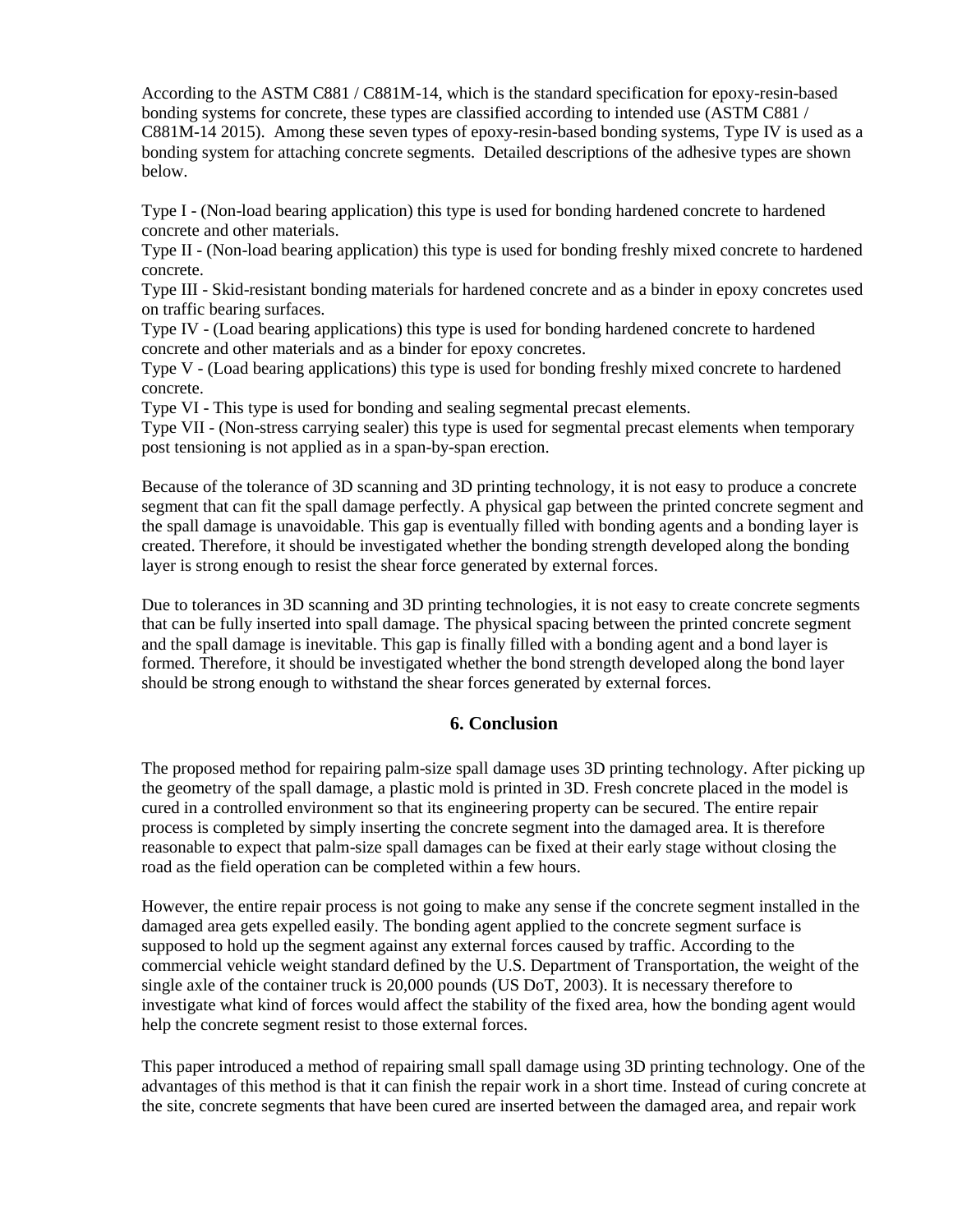According to the ASTM C881 / C881M-14, which is the standard specification for epoxy-resin-based bonding systems for concrete, these types are classified according to intended use (ASTM C881 / C881M-14 2015). Among these seven types of epoxy-resin-based bonding systems, Type IV is used as a bonding system for attaching concrete segments. Detailed descriptions of the adhesive types are shown below.

Type I - (Non-load bearing application) this type is used for bonding hardened concrete to hardened concrete and other materials.
Type II - (Non-load bearing application) this type is used for bonding freshly mixed concrete to hardened concrete.
Type III - Skid-resistant bonding materials for hardened concrete and as a binder in epoxy concretes used on traffic bearing surfaces.
Type IV - (Load bearing applications) this type is used for bonding hardened concrete to hardened concrete and other materials and as a binder for epoxy concretes.
Type V - (Load bearing applications) this type is used for bonding freshly mixed concrete to hardened concrete.
Type VI - This type is used for bonding and sealing segmental precast elements.
Type VII - (Non-stress carrying sealer) this type is used for segmental precast elements when temporary post tensioning is not applied as in a span-by-span erection.

Because of the tolerance of 3D scanning and 3D printing technology, it is not easy to produce a concrete segment that can fit the spall damage perfectly. A physical gap between the printed concrete segment and the spall damage is unavoidable. This gap is eventually filled with bonding agents and a bonding layer is created. Therefore, it should be investigated whether the bonding strength developed along the bonding layer is strong enough to resist the shear force generated by external forces.

Due to tolerances in 3D scanning and 3D printing technologies, it is not easy to create concrete segments that can be fully inserted into spall damage. The physical spacing between the printed concrete segment and the spall damage is inevitable. This gap is finally filled with a bonding agent and a bond layer is formed. Therefore, it should be investigated whether the bond strength developed along the bond layer should be strong enough to withstand the shear forces generated by external forces.

## 6. Conclusion

The proposed method for repairing palm-size spall damage uses 3D printing technology. After picking up the geometry of the spall damage, a plastic mold is printed in 3D. Fresh concrete placed in the model is cured in a controlled environment so that its engineering property can be secured. The entire repair process is completed by simply inserting the concrete segment into the damaged area. It is therefore reasonable to expect that palm-size spall damages can be fixed at their early stage without closing the road as the field operation can be completed within a few hours.

However, the entire repair process is not going to make any sense if the concrete segment installed in the damaged area gets expelled easily. The bonding agent applied to the concrete segment surface is supposed to hold up the segment against any external forces caused by traffic. According to the commercial vehicle weight standard defined by the U.S. Department of Transportation, the weight of the single axle of the container truck is 20,000 pounds (US DoT, 2003). It is necessary therefore to investigate what kind of forces would affect the stability of the fixed area, how the bonding agent would help the concrete segment resist to those external forces.

This paper introduced a method of repairing small spall damage using 3D printing technology. One of the advantages of this method is that it can finish the repair work in a short time. Instead of curing concrete at the site, concrete segments that have been cured are inserted between the damaged area, and repair work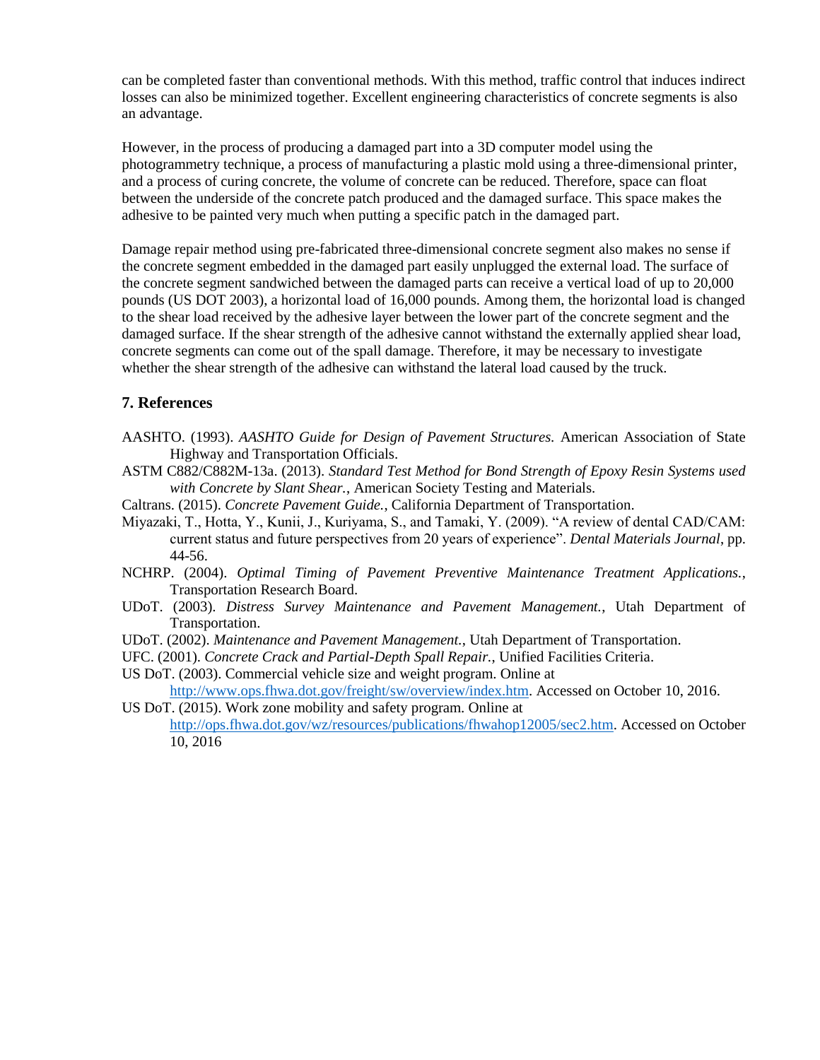can be completed faster than conventional methods. With this method, traffic control that induces indirect losses can also be minimized together. Excellent engineering characteristics of concrete segments is also an advantage.

However, in the process of producing a damaged part into a 3D computer model using the photogrammetry technique, a process of manufacturing a plastic mold using a three-dimensional printer, and a process of curing concrete, the volume of concrete can be reduced. Therefore, space can float between the underside of the concrete patch produced and the damaged surface. This space makes the adhesive to be painted very much when putting a specific patch in the damaged part.

Damage repair method using pre-fabricated three-dimensional concrete segment also makes no sense if the concrete segment embedded in the damaged part easily unplugged the external load. The surface of the concrete segment sandwiched between the damaged parts can receive a vertical load of up to 20,000 pounds (US DOT 2003), a horizontal load of 16,000 pounds. Among them, the horizontal load is changed to the shear load received by the adhesive layer between the lower part of the concrete segment and the damaged surface. If the shear strength of the adhesive cannot withstand the externally applied shear load, concrete segments can come out of the spall damage. Therefore, it may be necessary to investigate whether the shear strength of the adhesive can withstand the lateral load caused by the truck.

## 7. References

AASHTO. (1993). *AASHTO Guide for Design of Pavement Structures.* American Association of State Highway and Transportation Officials.

ASTM C882/C882M-13a. (2013). *Standard Test Method for Bond Strength of Epoxy Resin Systems used with Concrete by Slant Shear.*, American Society Testing and Materials.

Caltrans. (2015). *Concrete Pavement Guide.*, California Department of Transportation.

Miyazaki, T., Hotta, Y., Kunii, J., Kuriyama, S., and Tamaki, Y. (2009). "A review of dental CAD/CAM: current status and future perspectives from 20 years of experience". *Dental Materials Journal*, pp. 44-56.

NCHRP. (2004). *Optimal Timing of Pavement Preventive Maintenance Treatment Applications.*, Transportation Research Board.

UDoT. (2003). *Distress Survey Maintenance and Pavement Management.*, Utah Department of Transportation.

UDoT. (2002). *Maintenance and Pavement Management.*, Utah Department of Transportation.

UFC. (2001). *Concrete Crack and Partial-Depth Spall Repair.*, Unified Facilities Criteria.

US DoT. (2003). Commercial vehicle size and weight program. Online at http://www.ops.fhwa.dot.gov/freight/sw/overview/index.htm. Accessed on October 10, 2016.

US DoT. (2015). Work zone mobility and safety program. Online at http://ops.fhwa.dot.gov/wz/resources/publications/fhwahop12005/sec2.htm. Accessed on October 10, 2016